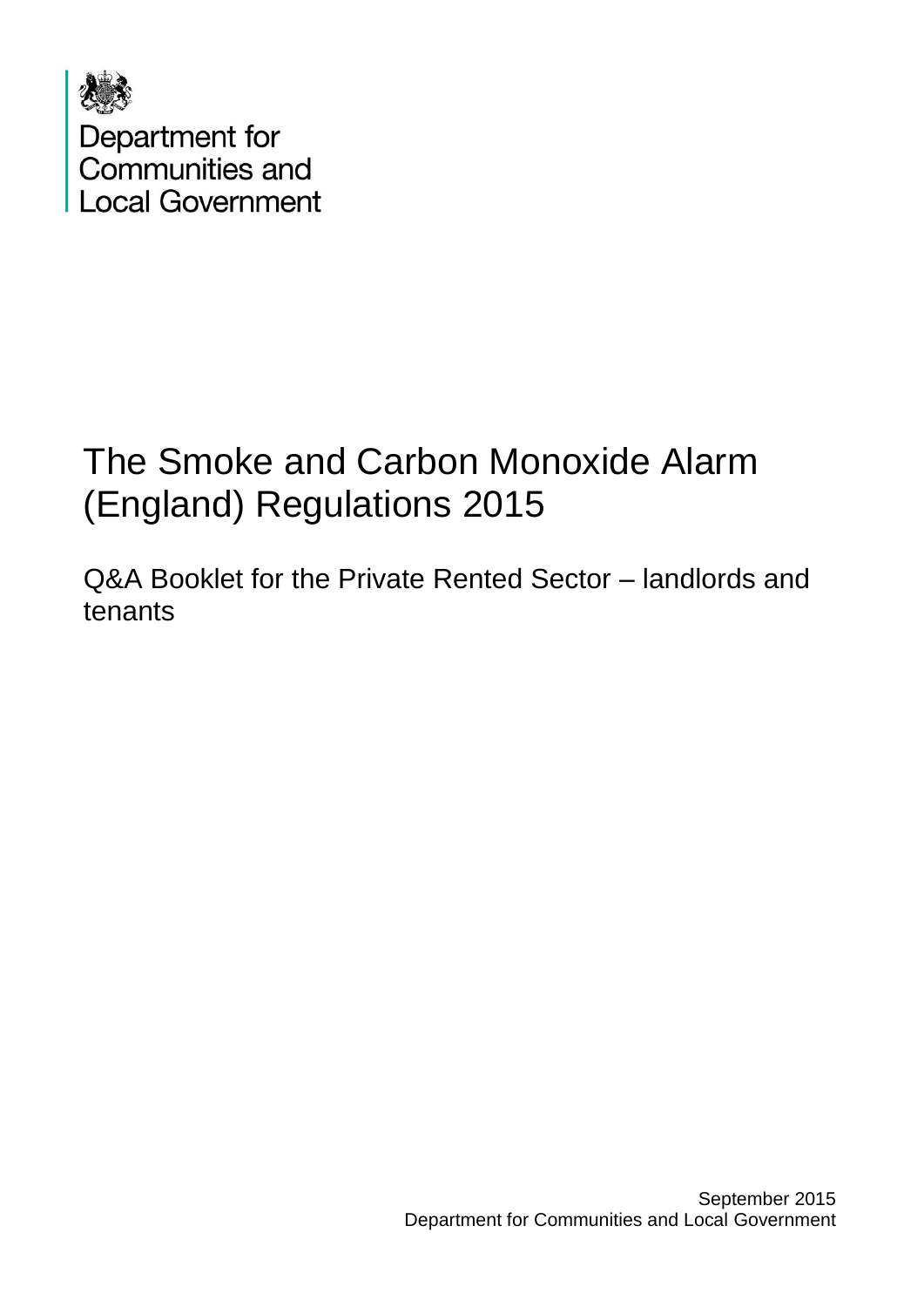Department for
Communities and
Local Government

# The Smoke and Carbon Monoxide Alarm (England) Regulations 2015

## Q&A Booklet for the Private Rented Sector – landlords and tenants

September 2015
Department for Communities and Local Government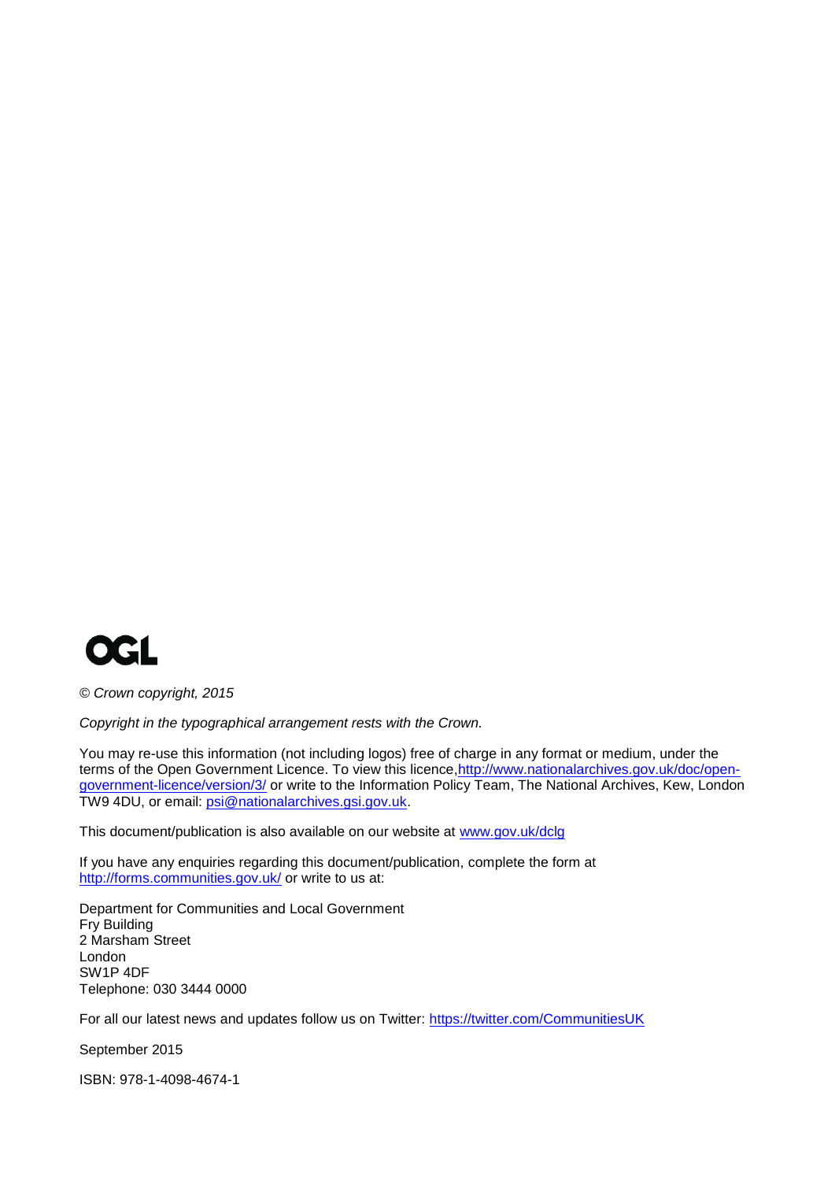*© Crown copyright, 2015*

*Copyright in the typographical arrangement rests with the Crown.*

You may re-use this information (not including logos) free of charge in any format or medium, under the terms of the Open Government Licence. To view this licence, http://www.nationalarchives.gov.uk/doc/open-government-licence/version/3/ or write to the Information Policy Team, The National Archives, Kew, London TW9 4DU, or email: psi@nationalarchives.gsi.gov.uk.

This document/publication is also available on our website at www.gov.uk/dclg

If you have any enquiries regarding this document/publication, complete the form at http://forms.communities.gov.uk/ or write to us at:

Department for Communities and Local Government
Fry Building
2 Marsham Street
London
SW1P 4DF
Telephone: 030 3444 0000

For all our latest news and updates follow us on Twitter: https://twitter.com/CommunitiesUK

September 2015

ISBN: 978-1-4098-4674-1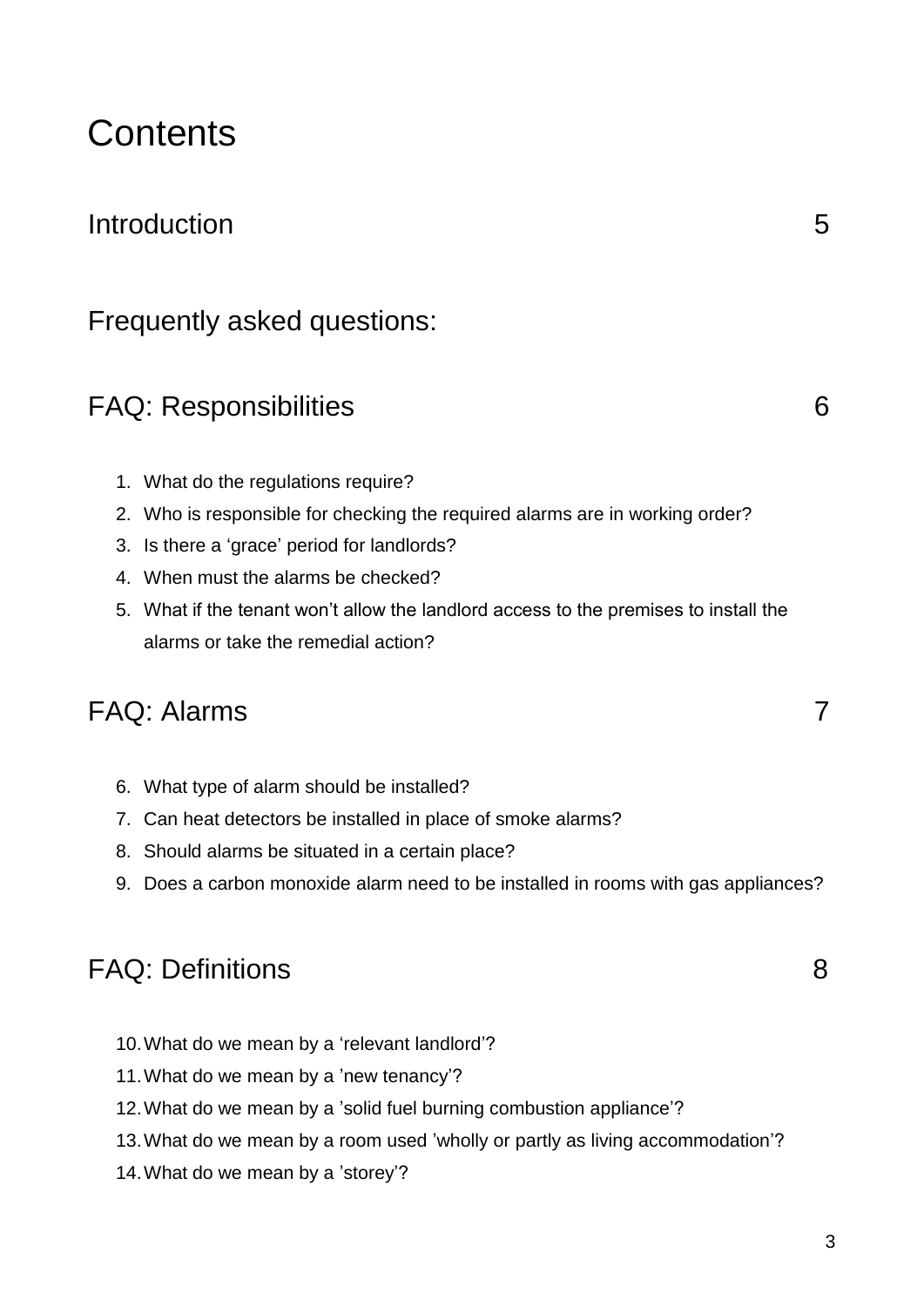# Contents

Introduction 5

Frequently asked questions:

## FAQ: Responsibilities 6

1. What do the regulations require?
2. Who is responsible for checking the required alarms are in working order?
3. Is there a 'grace' period for landlords?
4. When must the alarms be checked?
5. What if the tenant won't allow the landlord access to the premises to install the alarms or take the remedial action?

## FAQ: Alarms 7

6. What type of alarm should be installed?
7. Can heat detectors be installed in place of smoke alarms?
8. Should alarms be situated in a certain place?
9. Does a carbon monoxide alarm need to be installed in rooms with gas appliances?

## FAQ: Definitions 8

10. What do we mean by a 'relevant landlord'?
11. What do we mean by a 'new tenancy'?
12. What do we mean by a 'solid fuel burning combustion appliance'?
13. What do we mean by a room used 'wholly or partly as living accommodation'?
14. What do we mean by a 'storey'?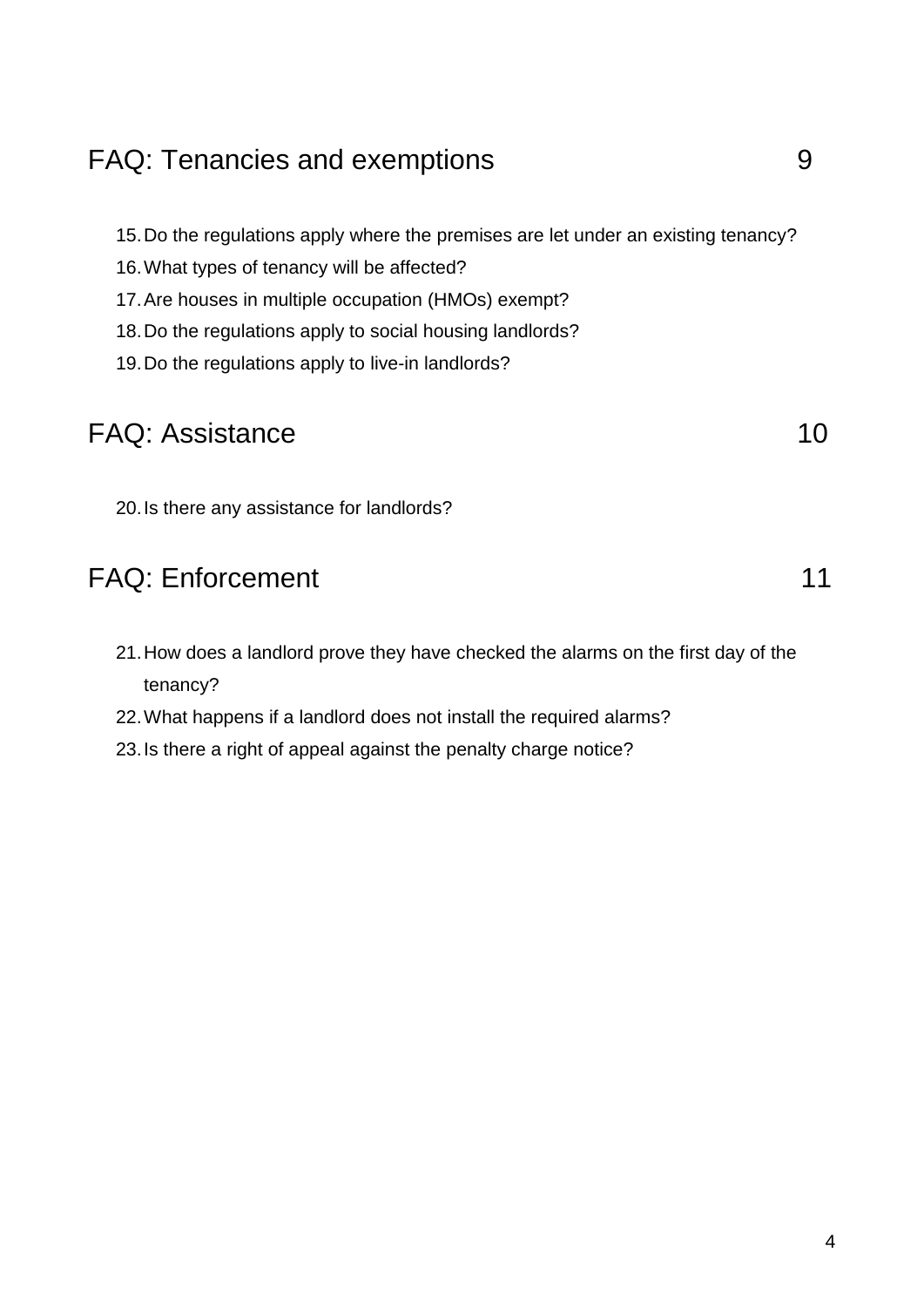FAQ: Tenancies and exemptions 9

15. Do the regulations apply where the premises are let under an existing tenancy?
16. What types of tenancy will be affected?
17. Are houses in multiple occupation (HMOs) exempt?
18. Do the regulations apply to social housing landlords?
19. Do the regulations apply to live-in landlords?

FAQ: Assistance 10

20. Is there any assistance for landlords?

FAQ: Enforcement 11

21. How does a landlord prove they have checked the alarms on the first day of the tenancy?
22. What happens if a landlord does not install the required alarms?
23. Is there a right of appeal against the penalty charge notice?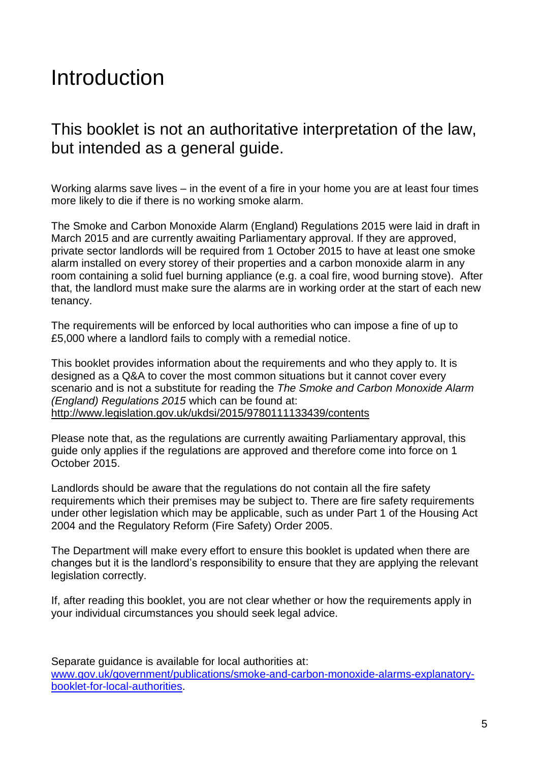# Introduction

## This booklet is not an authoritative interpretation of the law, but intended as a general guide.

Working alarms save lives – in the event of a fire in your home you are at least four times more likely to die if there is no working smoke alarm.

The Smoke and Carbon Monoxide Alarm (England) Regulations 2015 were laid in draft in March 2015 and are currently awaiting Parliamentary approval. If they are approved, private sector landlords will be required from 1 October 2015 to have at least one smoke alarm installed on every storey of their properties and a carbon monoxide alarm in any room containing a solid fuel burning appliance (e.g. a coal fire, wood burning stove). After that, the landlord must make sure the alarms are in working order at the start of each new tenancy.

The requirements will be enforced by local authorities who can impose a fine of up to £5,000 where a landlord fails to comply with a remedial notice.

This booklet provides information about the requirements and who they apply to. It is designed as a Q&A to cover the most common situations but it cannot cover every scenario and is not a substitute for reading the *The Smoke and Carbon Monoxide Alarm (England) Regulations 2015* which can be found at: [http://www.legislation.gov.uk/ukdsi/2015/9780111133439/contents](http://www.legislation.gov.uk/ukdsi/2015/9780111133439/contents)

Please note that, as the regulations are currently awaiting Parliamentary approval, this guide only applies if the regulations are approved and therefore come into force on 1 October 2015.

Landlords should be aware that the regulations do not contain all the fire safety requirements which their premises may be subject to. There are fire safety requirements under other legislation which may be applicable, such as under Part 1 of the Housing Act 2004 and the Regulatory Reform (Fire Safety) Order 2005.

The Department will make every effort to ensure this booklet is updated when there are changes but it is the landlord's responsibility to ensure that they are applying the relevant legislation correctly.

If, after reading this booklet, you are not clear whether or how the requirements apply in your individual circumstances you should seek legal advice.

Separate guidance is available for local authorities at: [www.gov.uk/government/publications/smoke-and-carbon-monoxide-alarms-explanatory-booklet-for-local-authorities](www.gov.uk/government/publications/smoke-and-carbon-monoxide-alarms-explanatory-booklet-for-local-authorities).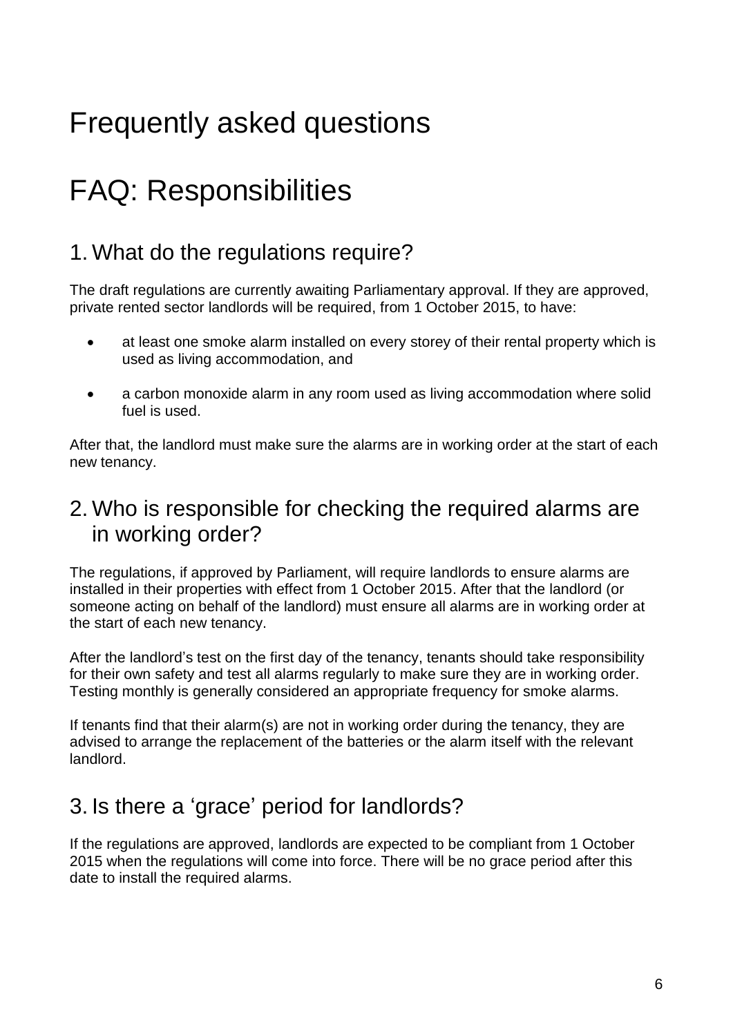# Frequently asked questions

# FAQ: Responsibilities

## 1. What do the regulations require?

The draft regulations are currently awaiting Parliamentary approval. If they are approved, private rented sector landlords will be required, from 1 October 2015, to have:

- at least one smoke alarm installed on every storey of their rental property which is used as living accommodation, and
- a carbon monoxide alarm in any room used as living accommodation where solid fuel is used.

After that, the landlord must make sure the alarms are in working order at the start of each new tenancy.

## 2. Who is responsible for checking the required alarms are in working order?

The regulations, if approved by Parliament, will require landlords to ensure alarms are installed in their properties with effect from 1 October 2015. After that the landlord (or someone acting on behalf of the landlord) must ensure all alarms are in working order at the start of each new tenancy.

After the landlord's test on the first day of the tenancy, tenants should take responsibility for their own safety and test all alarms regularly to make sure they are in working order. Testing monthly is generally considered an appropriate frequency for smoke alarms.

If tenants find that their alarm(s) are not in working order during the tenancy, they are advised to arrange the replacement of the batteries or the alarm itself with the relevant landlord.

## 3. Is there a 'grace' period for landlords?

If the regulations are approved, landlords are expected to be compliant from 1 October 2015 when the regulations will come into force. There will be no grace period after this date to install the required alarms.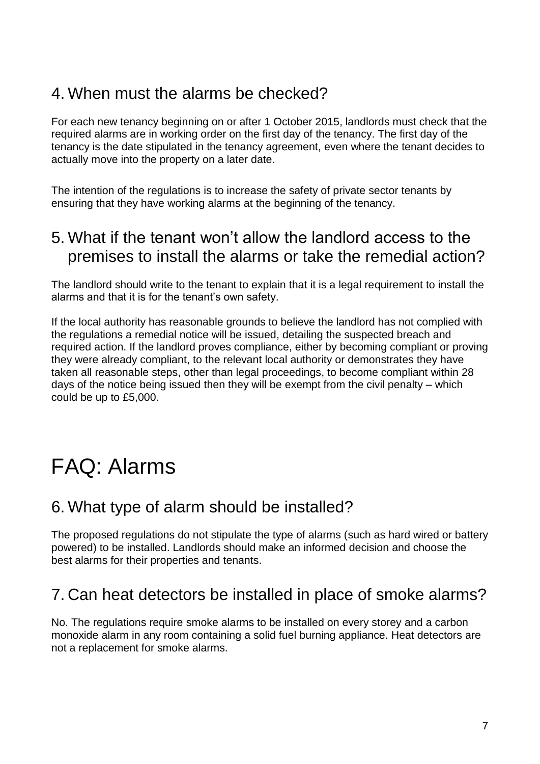## 4. When must the alarms be checked?

For each new tenancy beginning on or after 1 October 2015, landlords must check that the required alarms are in working order on the first day of the tenancy. The first day of the tenancy is the date stipulated in the tenancy agreement, even where the tenant decides to actually move into the property on a later date.

The intention of the regulations is to increase the safety of private sector tenants by ensuring that they have working alarms at the beginning of the tenancy.

## 5. What if the tenant won't allow the landlord access to the premises to install the alarms or take the remedial action?

The landlord should write to the tenant to explain that it is a legal requirement to install the alarms and that it is for the tenant's own safety.

If the local authority has reasonable grounds to believe the landlord has not complied with the regulations a remedial notice will be issued, detailing the suspected breach and required action. If the landlord proves compliance, either by becoming compliant or proving they were already compliant, to the relevant local authority or demonstrates they have taken all reasonable steps, other than legal proceedings, to become compliant within 28 days of the notice being issued then they will be exempt from the civil penalty – which could be up to £5,000.

# FAQ: Alarms

## 6. What type of alarm should be installed?

The proposed regulations do not stipulate the type of alarms (such as hard wired or battery powered) to be installed. Landlords should make an informed decision and choose the best alarms for their properties and tenants.

## 7. Can heat detectors be installed in place of smoke alarms?

No. The regulations require smoke alarms to be installed on every storey and a carbon monoxide alarm in any room containing a solid fuel burning appliance. Heat detectors are not a replacement for smoke alarms.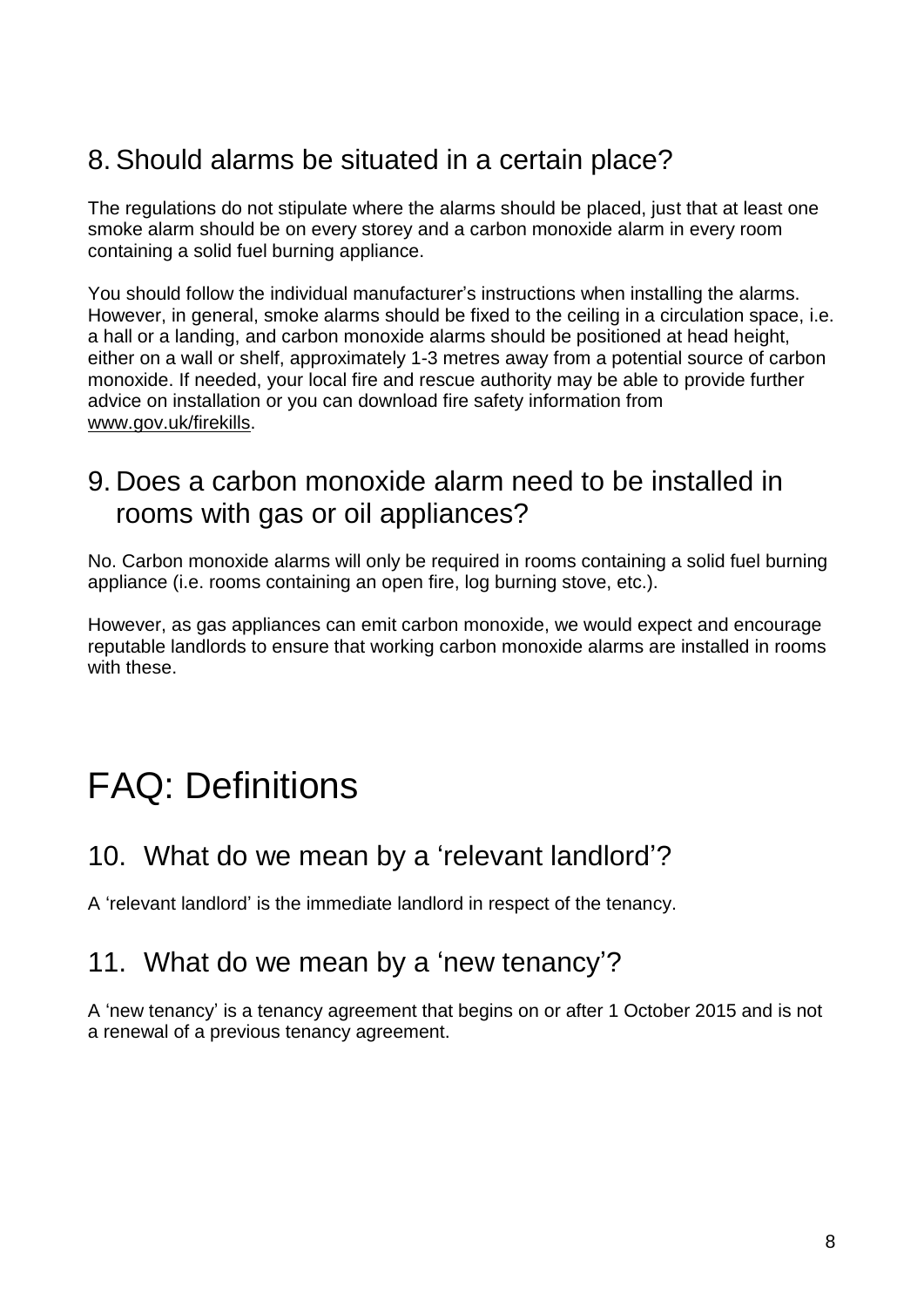## 8. Should alarms be situated in a certain place?

The regulations do not stipulate where the alarms should be placed, just that at least one smoke alarm should be on every storey and a carbon monoxide alarm in every room containing a solid fuel burning appliance.

You should follow the individual manufacturer's instructions when installing the alarms. However, in general, smoke alarms should be fixed to the ceiling in a circulation space, i.e. a hall or a landing, and carbon monoxide alarms should be positioned at head height, either on a wall or shelf, approximately 1-3 metres away from a potential source of carbon monoxide. If needed, your local fire and rescue authority may be able to provide further advice on installation or you can download fire safety information from www.gov.uk/firekills.

## 9. Does a carbon monoxide alarm need to be installed in rooms with gas or oil appliances?

No. Carbon monoxide alarms will only be required in rooms containing a solid fuel burning appliance (i.e. rooms containing an open fire, log burning stove, etc.).

However, as gas appliances can emit carbon monoxide, we would expect and encourage reputable landlords to ensure that working carbon monoxide alarms are installed in rooms with these.

# FAQ: Definitions

## 10. What do we mean by a 'relevant landlord'?

A 'relevant landlord' is the immediate landlord in respect of the tenancy.

## 11. What do we mean by a 'new tenancy'?

A 'new tenancy' is a tenancy agreement that begins on or after 1 October 2015 and is not a renewal of a previous tenancy agreement.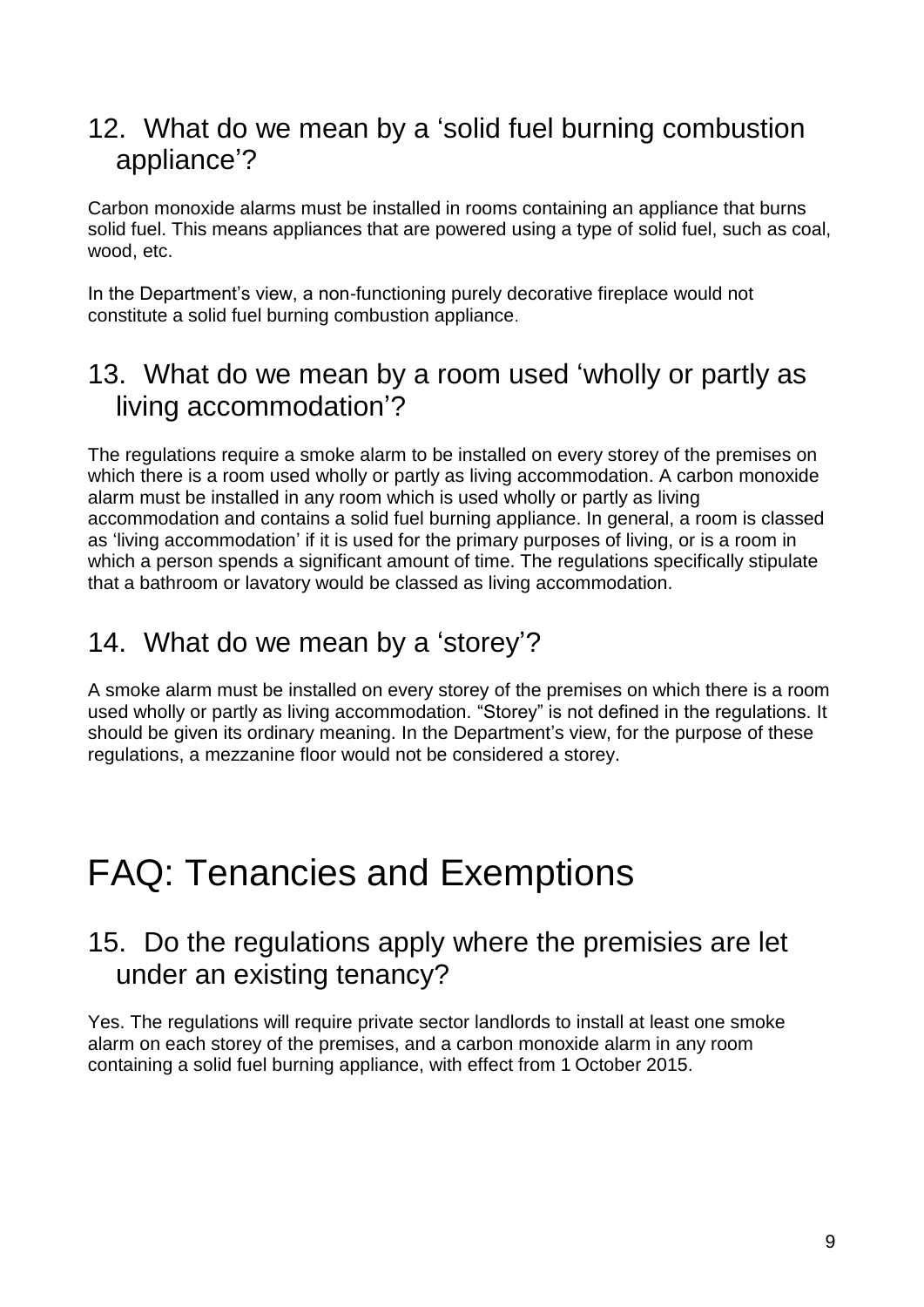## 12. What do we mean by a 'solid fuel burning combustion appliance'?

Carbon monoxide alarms must be installed in rooms containing an appliance that burns solid fuel. This means appliances that are powered using a type of solid fuel, such as coal, wood, etc.

In the Department's view, a non-functioning purely decorative fireplace would not constitute a solid fuel burning combustion appliance.

## 13. What do we mean by a room used 'wholly or partly as living accommodation'?

The regulations require a smoke alarm to be installed on every storey of the premises on which there is a room used wholly or partly as living accommodation. A carbon monoxide alarm must be installed in any room which is used wholly or partly as living accommodation and contains a solid fuel burning appliance. In general, a room is classed as 'living accommodation' if it is used for the primary purposes of living, or is a room in which a person spends a significant amount of time. The regulations specifically stipulate that a bathroom or lavatory would be classed as living accommodation.

## 14. What do we mean by a 'storey'?

A smoke alarm must be installed on every storey of the premises on which there is a room used wholly or partly as living accommodation. "Storey" is not defined in the regulations. It should be given its ordinary meaning. In the Department's view, for the purpose of these regulations, a mezzanine floor would not be considered a storey.

# FAQ: Tenancies and Exemptions

## 15. Do the regulations apply where the premisies are let under an existing tenancy?

Yes. The regulations will require private sector landlords to install at least one smoke alarm on each storey of the premises, and a carbon monoxide alarm in any room containing a solid fuel burning appliance, with effect from 1 October 2015.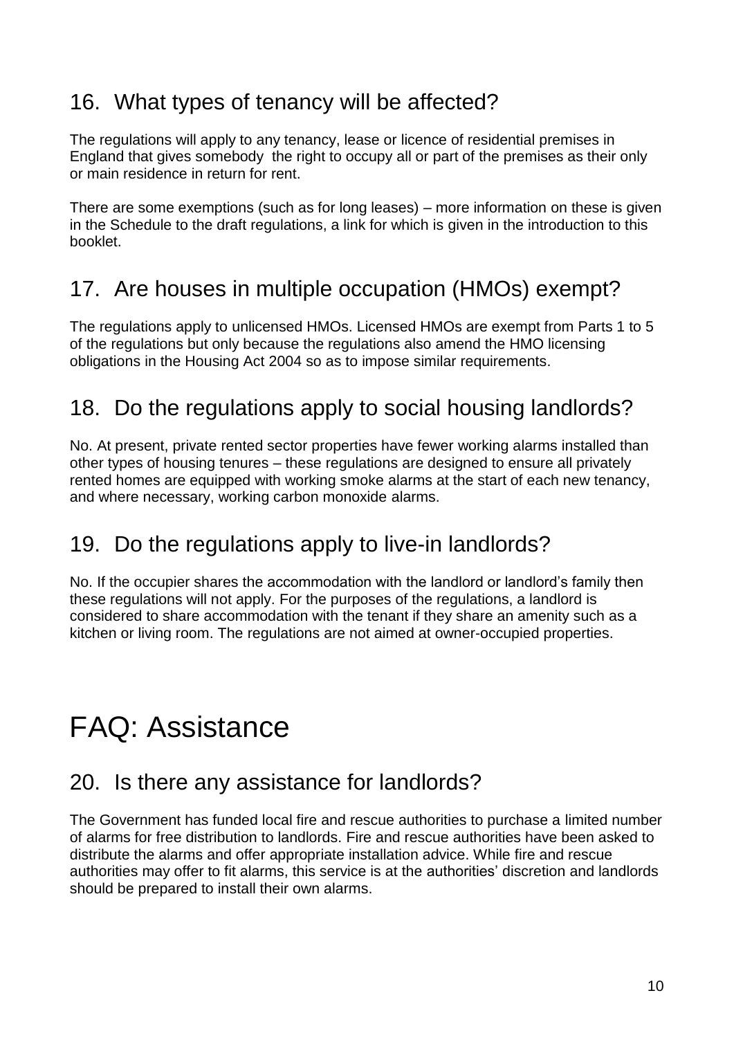## 16. What types of tenancy will be affected?

The regulations will apply to any tenancy, lease or licence of residential premises in England that gives somebody the right to occupy all or part of the premises as their only or main residence in return for rent.

There are some exemptions (such as for long leases) – more information on these is given in the Schedule to the draft regulations, a link for which is given in the introduction to this booklet.

## 17. Are houses in multiple occupation (HMOs) exempt?

The regulations apply to unlicensed HMOs. Licensed HMOs are exempt from Parts 1 to 5 of the regulations but only because the regulations also amend the HMO licensing obligations in the Housing Act 2004 so as to impose similar requirements.

## 18. Do the regulations apply to social housing landlords?

No. At present, private rented sector properties have fewer working alarms installed than other types of housing tenures – these regulations are designed to ensure all privately rented homes are equipped with working smoke alarms at the start of each new tenancy, and where necessary, working carbon monoxide alarms.

## 19. Do the regulations apply to live-in landlords?

No. If the occupier shares the accommodation with the landlord or landlord's family then these regulations will not apply. For the purposes of the regulations, a landlord is considered to share accommodation with the tenant if they share an amenity such as a kitchen or living room. The regulations are not aimed at owner-occupied properties.

# FAQ: Assistance

## 20. Is there any assistance for landlords?

The Government has funded local fire and rescue authorities to purchase a limited number of alarms for free distribution to landlords. Fire and rescue authorities have been asked to distribute the alarms and offer appropriate installation advice. While fire and rescue authorities may offer to fit alarms, this service is at the authorities' discretion and landlords should be prepared to install their own alarms.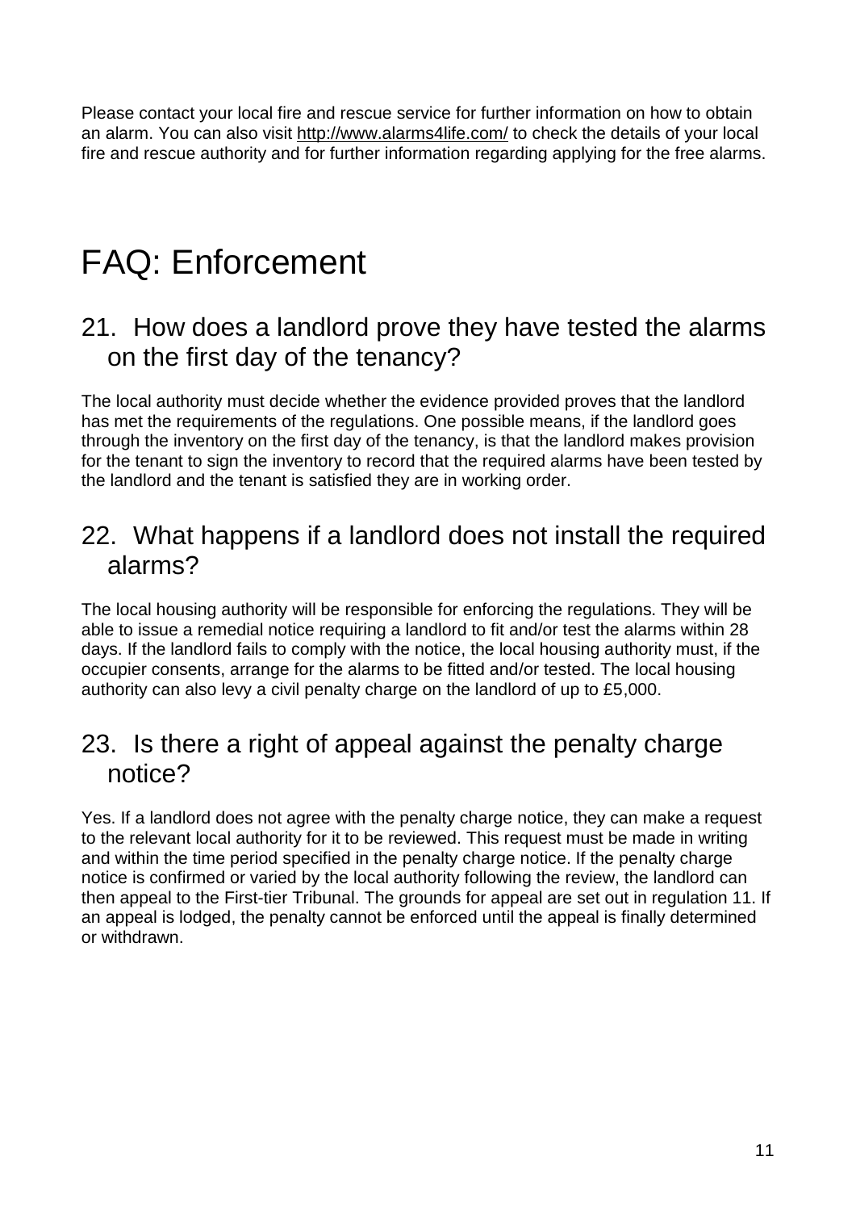Please contact your local fire and rescue service for further information on how to obtain an alarm. You can also visit http://www.alarms4life.com/ to check the details of your local fire and rescue authority and for further information regarding applying for the free alarms.

# FAQ: Enforcement

## 21. How does a landlord prove they have tested the alarms on the first day of the tenancy?

The local authority must decide whether the evidence provided proves that the landlord has met the requirements of the regulations. One possible means, if the landlord goes through the inventory on the first day of the tenancy, is that the landlord makes provision for the tenant to sign the inventory to record that the required alarms have been tested by the landlord and the tenant is satisfied they are in working order.

## 22. What happens if a landlord does not install the required alarms?

The local housing authority will be responsible for enforcing the regulations. They will be able to issue a remedial notice requiring a landlord to fit and/or test the alarms within 28 days. If the landlord fails to comply with the notice, the local housing authority must, if the occupier consents, arrange for the alarms to be fitted and/or tested. The local housing authority can also levy a civil penalty charge on the landlord of up to £5,000.

## 23. Is there a right of appeal against the penalty charge notice?

Yes. If a landlord does not agree with the penalty charge notice, they can make a request to the relevant local authority for it to be reviewed. This request must be made in writing and within the time period specified in the penalty charge notice. If the penalty charge notice is confirmed or varied by the local authority following the review, the landlord can then appeal to the First-tier Tribunal. The grounds for appeal are set out in regulation 11. If an appeal is lodged, the penalty cannot be enforced until the appeal is finally determined or withdrawn.